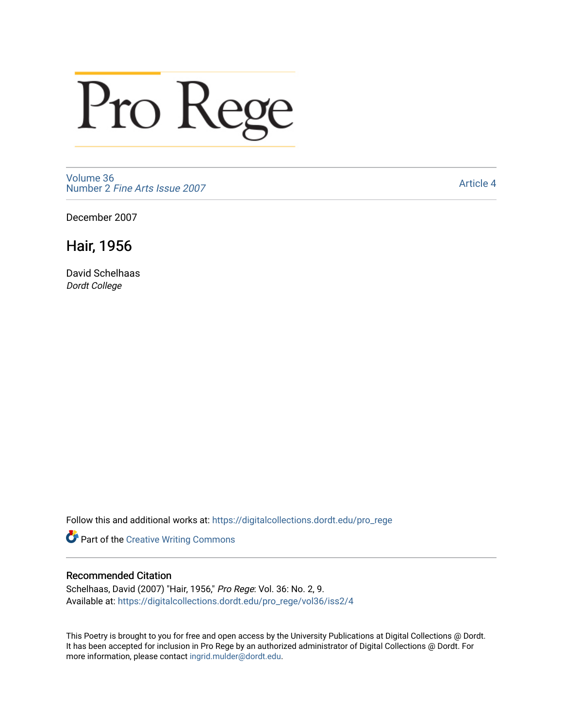Pro Rege

Volume 36
Number 2 *Fine Arts Issue 2007*

Article 4

December 2007

# Hair, 1956

David Schelhaas
*Dordt College*

Follow this and additional works at: https://digitalcollections.dordt.edu/pro_rege

Part of the Creative Writing Commons

## Recommended Citation

Schelhaas, David (2007) "Hair, 1956," *Pro Rege*: Vol. 36: No. 2, 9.
Available at: https://digitalcollections.dordt.edu/pro_rege/vol36/iss2/4

This Poetry is brought to you for free and open access by the University Publications at Digital Collections @ Dordt. It has been accepted for inclusion in Pro Rege by an authorized administrator of Digital Collections @ Dordt. For more information, please contact ingrid.mulder@dordt.edu.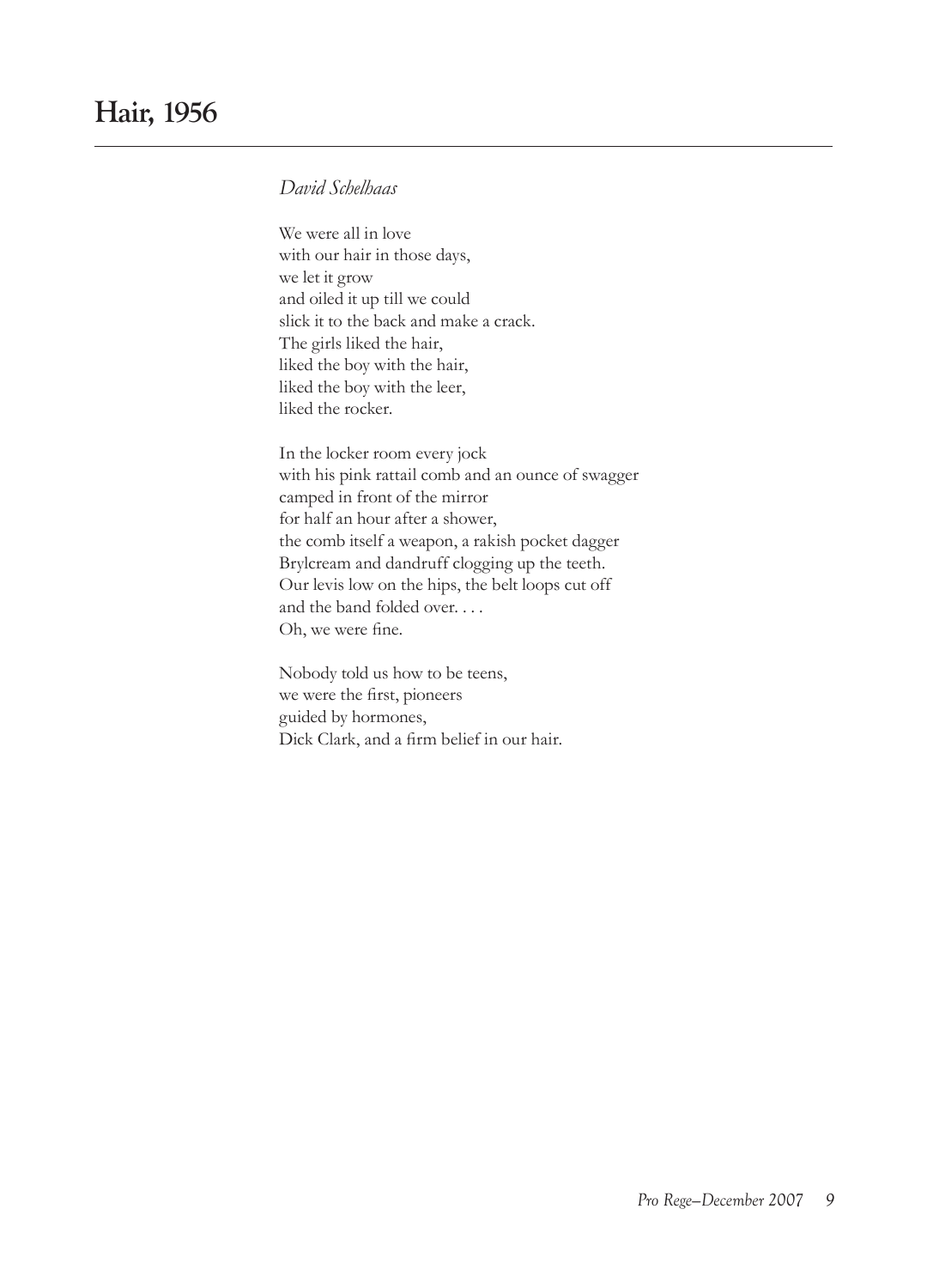# Hair, 1956

*David Schelhaas*

We were all in love  
with our hair in those days,  
we let it grow  
and oiled it up till we could  
slick it to the back and make a crack.  
The girls liked the hair,  
liked the boy with the hair,  
liked the boy with the leer,  
liked the rocker.

In the locker room every jock  
with his pink rattail comb and an ounce of swagger  
camped in front of the mirror  
for half an hour after a shower,  
the comb itself a weapon, a rakish pocket dagger  
Brylcream and dandruff clogging up the teeth.  
Our levis low on the hips, the belt loops cut off  
and the band folded over. . . .  
Oh, we were fine.

Nobody told us how to be teens,  
we were the first, pioneers  
guided by hormones,  
Dick Clark, and a firm belief in our hair.